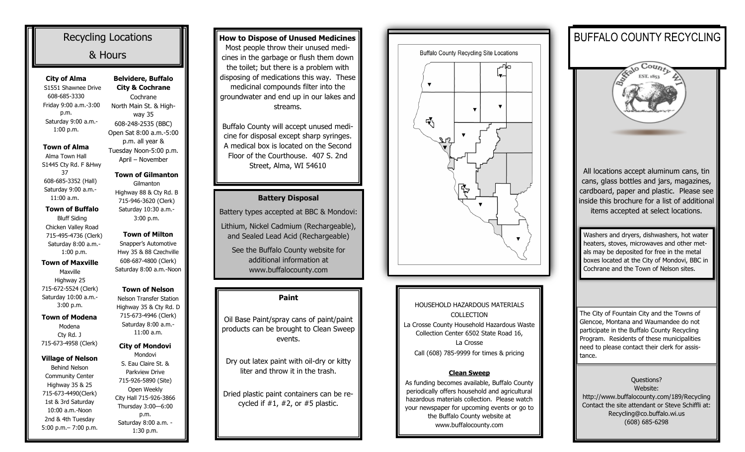# Recycling Locations & Hours

**City of Alma**
S1551 Shawnee Drive
608-685-3330
Friday 9:00 a.m.-3:00 p.m.
Saturday 9:00 a.m.-1:00 p.m.

**Town of Alma**
Alma Town Hall
S1445 Cty Rd. F &Hwy 37
608-685-3352 (Hall)
Saturday 9:00 a.m.-11:00 a.m.

**Town of Buffalo**
Bluff Siding
Chicken Valley Road
715-495-4736 (Clerk)
Saturday 8:00 a.m.-1:00 p.m.

**Town of Maxville**
Maxville
Highway 25
715-672-5524 (Clerk)
Saturday 10:00 a.m.-3:00 p.m.

**Town of Modena**
Modena
Cty Rd. J
715-673-4958 (Clerk)

**Village of Nelson**
Behind Nelson Community Center
Highway 35 & 25
715-673-4490(Clerk)
1st & 3rd Saturday
10:00 a.m.-Noon
2nd & 4th Tuesday
5:00 p.m.– 7:00 p.m.

**Belvidere, Buffalo City & Cochrane**
Cochrane
North Main St. & Highway 35
608-248-2535 (BBC)
Open Sat 8:00 a.m.-5:00 p.m. all year &
Tuesday Noon-5:00 p.m. April – November

**Town of Gilmanton**
Gilmanton
Highway 88 & Cty Rd. B
715-946-3620 (Clerk)
Saturday 10:30 a.m.-3:00 p.m.

**Town of Milton**
Snapper's Automotive
Hwy 35 & 88 Czechville
608-687-4800 (Clerk)
Saturday 8:00 a.m.-Noon

**Town of Nelson**
Nelson Transfer Station
Highway 35 & Cty Rd. D
715-673-4946 (Clerk)
Saturday 8:00 a.m.-11:00 a.m.

**City of Mondovi**
Mondovi
S. Eau Claire St. & Parkview Drive
715-926-5890 (Site)
Open Weekly
City Hall 715-926-3866
Thursday 3:00—6:00 p.m.
Saturday 8:00 a.m. - 1:30 p.m.

## How to Dispose of Unused Medicines

Most people throw their unused medicines in the garbage or flush them down the toilet; but there is a problem with disposing of medications this way. These medicinal compounds filter into the groundwater and end up in our lakes and streams.

Buffalo County will accept unused medicine for disposal except sharp syringes. A medical box is located on the Second Floor of the Courthouse. 407 S. 2nd Street, Alma, WI 54610

## Battery Disposal

Battery types accepted at BBC & Mondovi:

Lithium, Nickel Cadmium (Rechargeable), and Sealed Lead Acid (Rechargeable)

See the Buffalo County website for additional information at www.buffalocounty.com

## Paint

Oil Base Paint/spray cans of paint/paint products can be brought to Clean Sweep events.

Dry out latex paint with oil-dry or kitty liter and throw it in the trash.

Dried plastic paint containers can be recycled if #1, #2, or #5 plastic.

Buffalo County Recycling Site Locations

HOUSEHOLD HAZARDOUS MATERIALS COLLECTION

La Crosse County Household Hazardous Waste Collection Center 6502 State Road 16, La Crosse

Call (608) 785-9999 for times & pricing

**Clean Sweep**

As funding becomes available, Buffalo County periodically offers household and agricultural hazardous materials collection. Please watch your newspaper for upcoming events or go to the Buffalo County website at www.buffalocounty.com

# BUFFALO COUNTY RECYCLING

Buffalo County WI
EST. 1853

All locations accept aluminum cans, tin cans, glass bottles and jars, magazines, cardboard, paper and plastic. Please see inside this brochure for a list of additional items accepted at select locations.

Washers and dryers, dishwashers, hot water heaters, stoves, microwaves and other metals may be deposited for free in the metal boxes located at the City of Mondovi, BBC in Cochrane and the Town of Nelson sites.

The City of Fountain City and the Towns of Glencoe, Montana and Waumandee do not participate in the Buffalo County Recycling Program. Residents of these municipalities need to please contact their clerk for assistance.

Questions?
Website:
http://www.buffalocounty.com/189/Recycling
Contact the site attendant or Steve Schiffli at:
Recycling@co.buffalo.wi.us
(608) 685-6298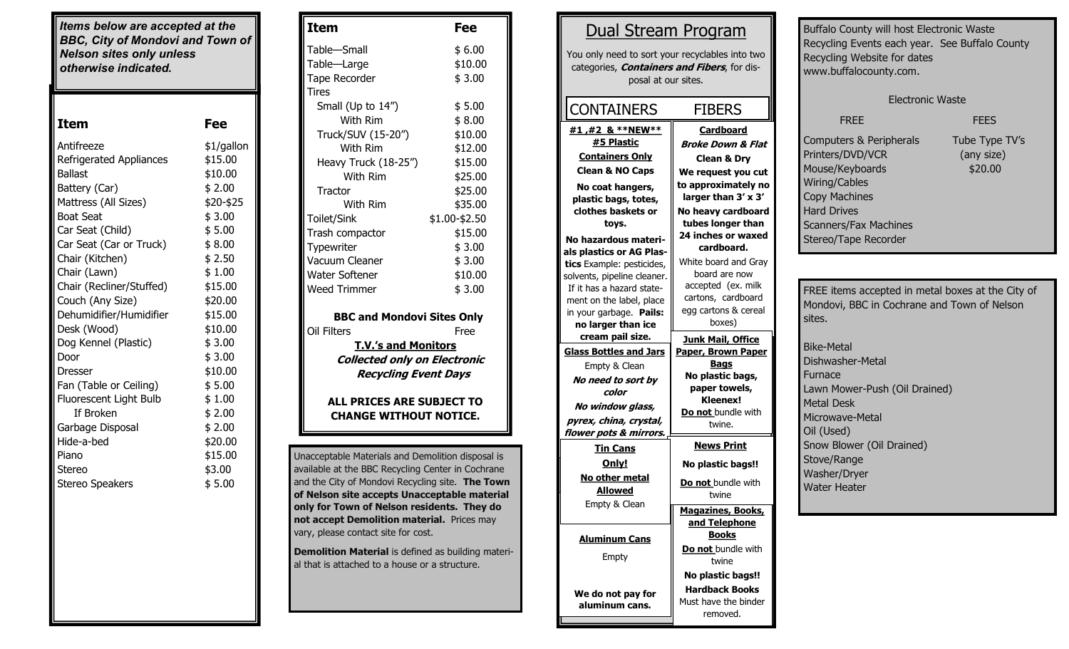***Items below are accepted at the BBC, City of Mondovi and Town of Nelson sites only unless otherwise indicated.***

| Item | Fee |
|---|---|
| Antifreeze | $1/gallon |
| Refrigerated Appliances | $15.00 |
| Ballast | $10.00 |
| Battery (Car) | $ 2.00 |
| Mattress (All Sizes) | $20-$25 |
| Boat Seat | $ 3.00 |
| Car Seat (Child) | $ 5.00 |
| Car Seat (Car or Truck) | $ 8.00 |
| Chair (Kitchen) | $ 2.50 |
| Chair (Lawn) | $ 1.00 |
| Chair (Recliner/Stuffed) | $15.00 |
| Couch (Any Size) | $20.00 |
| Dehumidifier/Humidifier | $15.00 |
| Desk (Wood) | $10.00 |
| Dog Kennel (Plastic) | $ 3.00 |
| Door | $ 3.00 |
| Dresser | $10.00 |
| Fan (Table or Ceiling) | $ 5.00 |
| Fluorescent Light Bulb | $ 1.00 |
| If Broken | $ 2.00 |
| Garbage Disposal | $ 2.00 |
| Hide-a-bed | $20.00 |
| Piano | $15.00 |
| Stereo | $3.00 |
| Stereo Speakers | $ 5.00 |

| Item | Fee |
|---|---|
| Table—Small | $ 6.00 |
| Table—Large | $10.00 |
| Tape Recorder | $ 3.00 |
| Tires | |
| Small (Up to 14") | $ 5.00 |
| With Rim | $ 8.00 |
| Truck/SUV (15-20") | $10.00 |
| With Rim | $12.00 |
| Heavy Truck (18-25") | $15.00 |
| With Rim | $25.00 |
| Tractor | $25.00 |
| With Rim | $35.00 |
| Toilet/Sink | $1.00-$2.50 |
| Trash compactor | $15.00 |
| Typewriter | $ 3.00 |
| Vacuum Cleaner | $ 3.00 |
| Water Softener | $10.00 |
| Weed Trimmer | $ 3.00 |

**BBC and Mondovi Sites Only**

| | |
|---|---|
| Oil Filters | Free |

**T.V.'s and Monitors**

***Collected only on Electronic Recycling Event Days***

**ALL PRICES ARE SUBJECT TO CHANGE WITHOUT NOTICE.**

Unacceptable Materials and Demolition disposal is available at the BBC Recycling Center in Cochrane and the City of Mondovi Recycling site. **The Town of Nelson site accepts Unacceptable material only for Town of Nelson residents. They do not accept Demolition material.** Prices may vary, please contact site for cost.

**Demolition Material** is defined as building material that is attached to a house or a structure.

## Dual Stream Program

You only need to sort your recyclables into two categories, ***Containers and Fibers***, for disposal at our sites.

### CONTAINERS

**#1 ,#2 & \*\*NEW\*\* #5 Plastic**

**Containers Only**

**Clean & NO Caps**

**No coat hangers, plastic bags, totes, clothes baskets or toys.**

**No hazardous materials plastics or AG Plastics** Example: pesticides, solvents, pipeline cleaner. If it has a hazard statement on the label, place in your garbage. **Pails: no larger than ice cream pail size.**

**Glass Bottles and Jars**

Empty & Clean

***No need to sort by color***

***No window glass, pyrex, china, crystal, flower pots & mirrors.***

**Tin Cans**

**Only!**

**No other metal Allowed**

Empty & Clean

**Aluminum Cans**

Empty

**We do not pay for aluminum cans.**

### FIBERS

**Cardboard**

***Broke Down & Flat***

**Clean & Dry**

**We request you cut to approximately no larger than 3' x 3'**

**No heavy cardboard tubes longer than 24 inches or waxed cardboard.**

White board and Gray board are now accepted (ex. milk cartons, cardboard egg cartons & cereal boxes)

**Junk Mail, Office Paper, Brown Paper Bags**

**No plastic bags, paper towels, Kleenex!**

**Do not** bundle with twine.

**News Print**

**No plastic bags!!**

**Do not** bundle with twine

**Magazines, Books, and Telephone Books**

**Do not** bundle with twine

**No plastic bags!!**

**Hardback Books**

Must have the binder removed.

Buffalo County will host Electronic Waste Recycling Events each year. See Buffalo County Recycling Website for dates www.buffalocounty.com.

Electronic Waste

| FREE | FEES |
|---|---|
| Computers & Peripherals | Tube Type TV's |
| Printers/DVD/VCR | (any size) |
| Mouse/Keyboards | $20.00 |
| Wiring/Cables | |
| Copy Machines | |
| Hard Drives | |
| Scanners/Fax Machines | |
| Stereo/Tape Recorder | |

FREE items accepted in metal boxes at the City of Mondovi, BBC in Cochrane and Town of Nelson sites.

- Bike-Metal
- Dishwasher-Metal
- Furnace
- Lawn Mower-Push (Oil Drained)
- Metal Desk
- Microwave-Metal
- Oil (Used)
- Snow Blower (Oil Drained)
- Stove/Range
- Washer/Dryer
- Water Heater